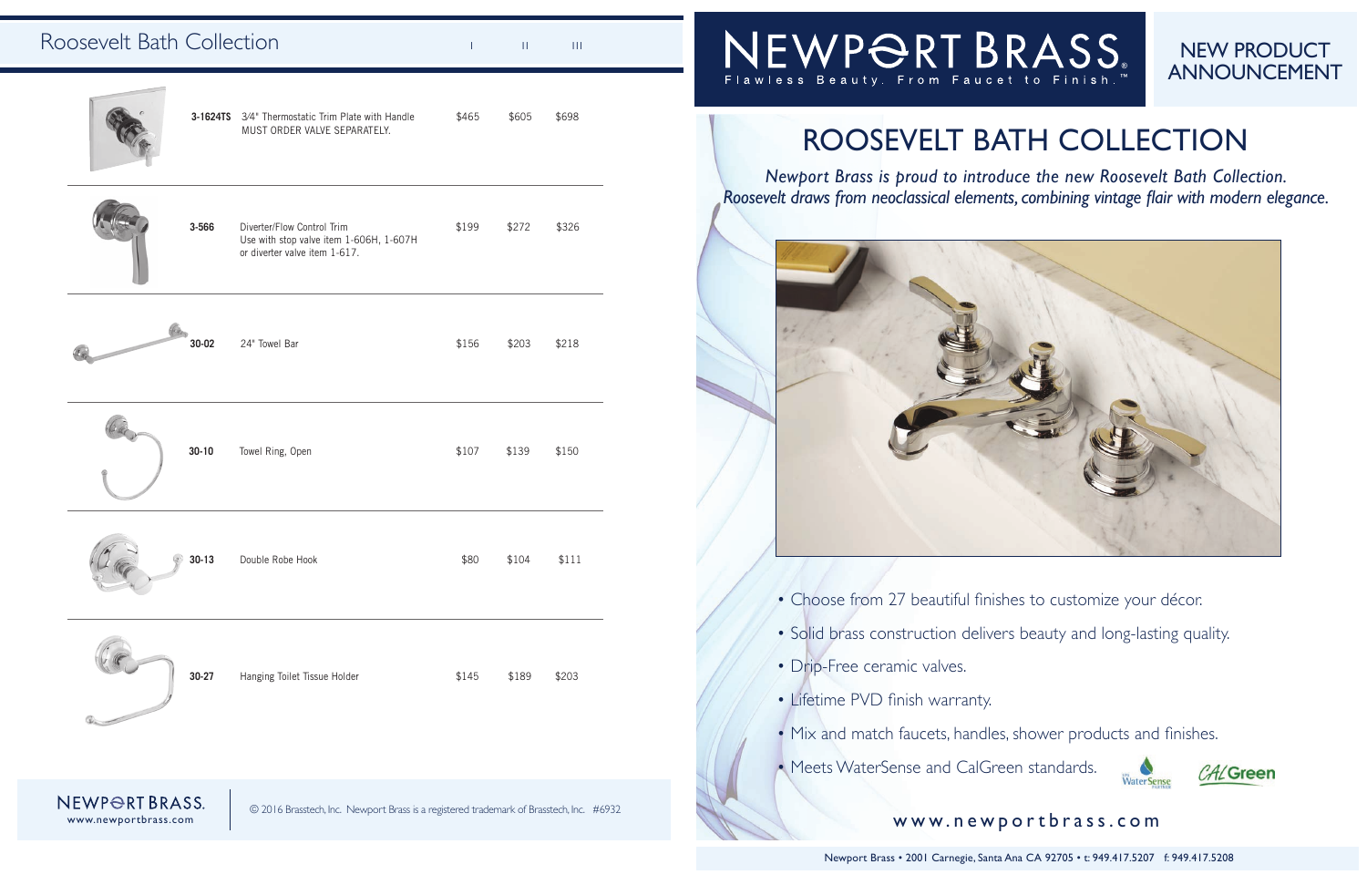## Roosevelt Bath Collection

| Item | Description | I | II | III |
|---|---|---|---|---|
| 3-1624TS | 3/4" Thermostatic Trim Plate with Handle MUST ORDER VALVE SEPARATELY. | $465 | $605 | $698 |
| 3-566 | Diverter/Flow Control Trim Use with stop valve item 1-606H, 1-607H or diverter valve item 1-617. | $199 | $272 | $326 |
| 30-02 | 24" Towel Bar | $156 | $203 | $218 |
| 30-10 | Towel Ring, Open | $107 | $139 | $150 |
| 30-13 | Double Robe Hook | $80 | $104 | $111 |
| 30-27 | Hanging Toilet Tissue Holder | $145 | $189 | $203 |

NEWPORT BRASS®
www.newportbrass.com

© 2016 Brasstech, Inc. Newport Brass is a registered trademark of Brasstech, Inc. #6932

# NEWPORT BRASS®

Flawless Beauty. From Faucet to Finish.™

NEW PRODUCT ANNOUNCEMENT

# ROOSEVELT BATH COLLECTION

*Newport Brass is proud to introduce the new Roosevelt Bath Collection. Roosevelt draws from neoclassical elements, combining vintage flair with modern elegance.*

- Choose from 27 beautiful finishes to customize your décor.
- Solid brass construction delivers beauty and long-lasting quality.
- Drip-Free ceramic valves.
- Lifetime PVD finish warranty.
- Mix and match faucets, handles, shower products and finishes.
- Meets WaterSense and CalGreen standards.

www.newportbrass.com

Newport Brass • 2001 Carnegie, Santa Ana CA 92705 • t: 949.417.5207 f: 949.417.5208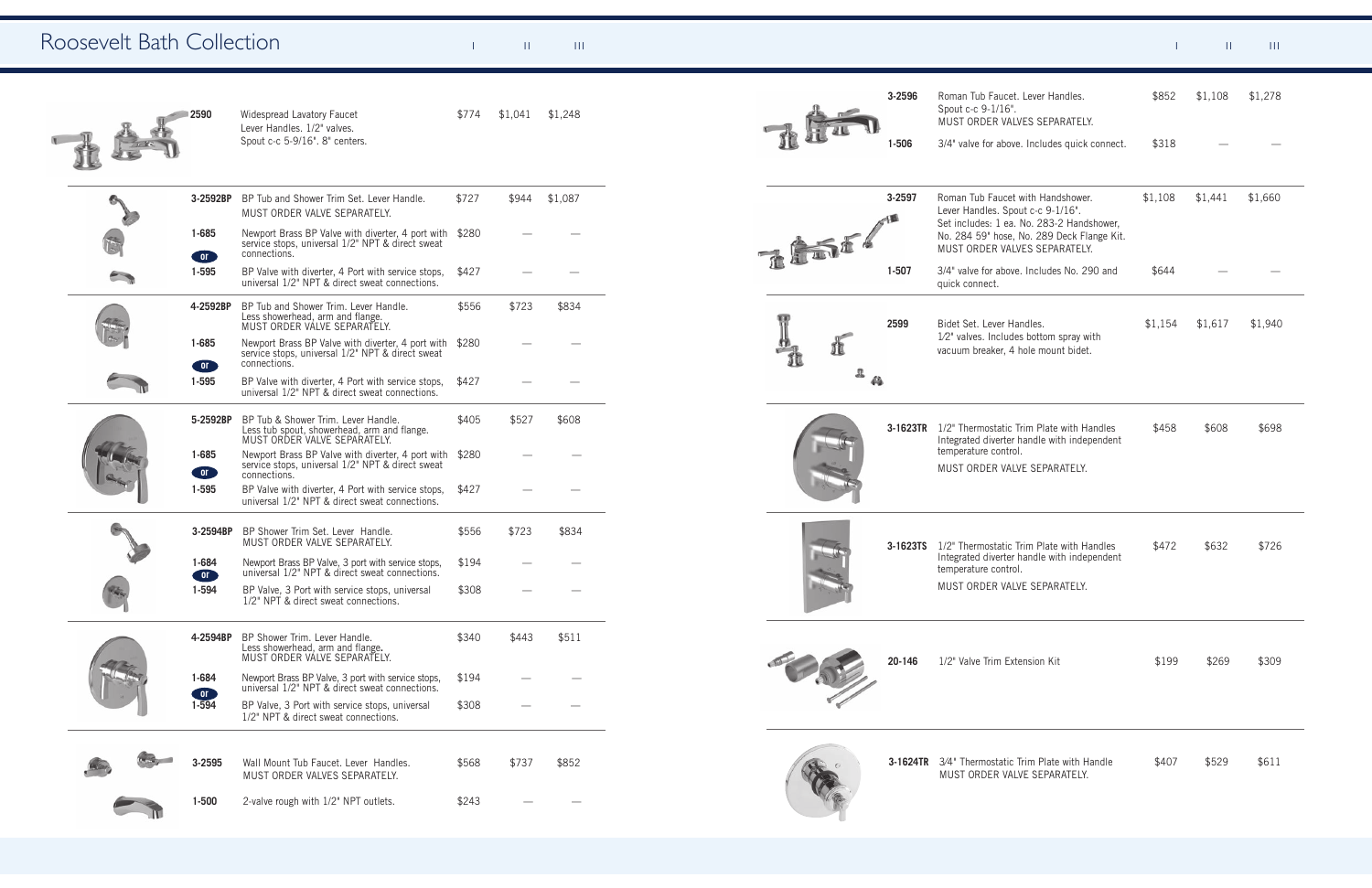# Roosevelt Bath Collection

| Item | Description | I | II | III |
|---|---|---|---|---|
| 2590 | Widespread Lavatory Faucet Lever Handles. 1/2" valves. Spout c-c 5-9/16". 8" centers. | $774 | $1,041 | $1,248 |
| 3-2592BP | BP Tub and Shower Trim Set. Lever Handle. MUST ORDER VALVE SEPARATELY. | $727 | $944 | $1,087 |
| 1-685 | Newport Brass BP Valve with diverter, 4 port with service stops, universal 1/2" NPT & direct sweat connections. | $280 | — | — |
| or | | | | |
| 1-595 | BP Valve with diverter, 4 Port with service stops, universal 1/2" NPT & direct sweat connections. | $427 | — | — |
| 4-2592BP | BP Tub and Shower Trim. Lever Handle. Less showerhead, arm and flange. MUST ORDER VALVE SEPARATELY. | $556 | $723 | $834 |
| 1-685 | Newport Brass BP Valve with diverter, 4 port with service stops, universal 1/2" NPT & direct sweat connections. | $280 | — | — |
| or | | | | |
| 1-595 | BP Valve with diverter, 4 Port with service stops, universal 1/2" NPT & direct sweat connections. | $427 | — | — |
| 5-2592BP | BP Tub & Shower Trim. Lever Handle. Less tub spout, showerhead, arm and flange. MUST ORDER VALVE SEPARATELY. | $405 | $527 | $608 |
| 1-685 | Newport Brass BP Valve with diverter, 4 port with service stops, universal 1/2" NPT & direct sweat connections. | $280 | — | — |
| or | | | | |
| 1-595 | BP Valve with diverter, 4 Port with service stops, universal 1/2" NPT & direct sweat connections. | $427 | — | — |
| 3-2594BP | BP Shower Trim Set. Lever Handle. MUST ORDER VALVE SEPARATELY. | $556 | $723 | $834 |
| 1-684 | Newport Brass BP Valve, 3 port with service stops, universal 1/2" NPT & direct sweat connections. | $194 | — | — |
| or | | | | |
| 1-594 | BP Valve, 3 Port with service stops, universal 1/2" NPT & direct sweat connections. | $308 | — | — |
| 4-2594BP | BP Shower Trim. Lever Handle. Less showerhead, arm and flange. MUST ORDER VALVE SEPARATELY. | $340 | $443 | $511 |
| 1-684 | Newport Brass BP Valve, 3 port with service stops, universal 1/2" NPT & direct sweat connections. | $194 | — | — |
| or | | | | |
| 1-594 | BP Valve, 3 Port with service stops, universal 1/2" NPT & direct sweat connections. | $308 | — | — |
| 3-2595 | Wall Mount Tub Faucet. Lever Handles. MUST ORDER VALVES SEPARATELY. | $568 | $737 | $852 |
| 1-500 | 2-valve rough with 1/2" NPT outlets. | $243 | — | — |
| 3-2596 | Roman Tub Faucet. Lever Handles. Spout c-c 9-1/16". MUST ORDER VALVES SEPARATELY. | $852 | $1,108 | $1,278 |
| 1-506 | 3/4" valve for above. Includes quick connect. | $318 | — | — |
| 3-2597 | Roman Tub Faucet with Handshower. Lever Handles. Spout c-c 9-1/16". Set includes: 1 ea. No. 283-2 Handshower, No. 284 59" hose, No. 289 Deck Flange Kit. MUST ORDER VALVES SEPARATELY. | $1,108 | $1,441 | $1,660 |
| 1-507 | 3/4" valve for above. Includes No. 290 and quick connect. | $644 | — | — |
| 2599 | Bidet Set. Lever Handles. 1/2" valves. Includes bottom spray with vacuum breaker, 4 hole mount bidet. | $1,154 | $1,617 | $1,940 |
| 3-1623TR | 1/2" Thermostatic Trim Plate with Handles Integrated diverter handle with independent temperature control. MUST ORDER VALVE SEPARATELY. | $458 | $608 | $698 |
| 3-1623TS | 1/2" Thermostatic Trim Plate with Handles Integrated diverter handle with independent temperature control. MUST ORDER VALVE SEPARATELY. | $472 | $632 | $726 |
| 20-146 | 1/2" Valve Trim Extension Kit | $199 | $269 | $309 |
| 3-1624TR | 3/4" Thermostatic Trim Plate with Handle MUST ORDER VALVE SEPARATELY. | $407 | $529 | $611 |